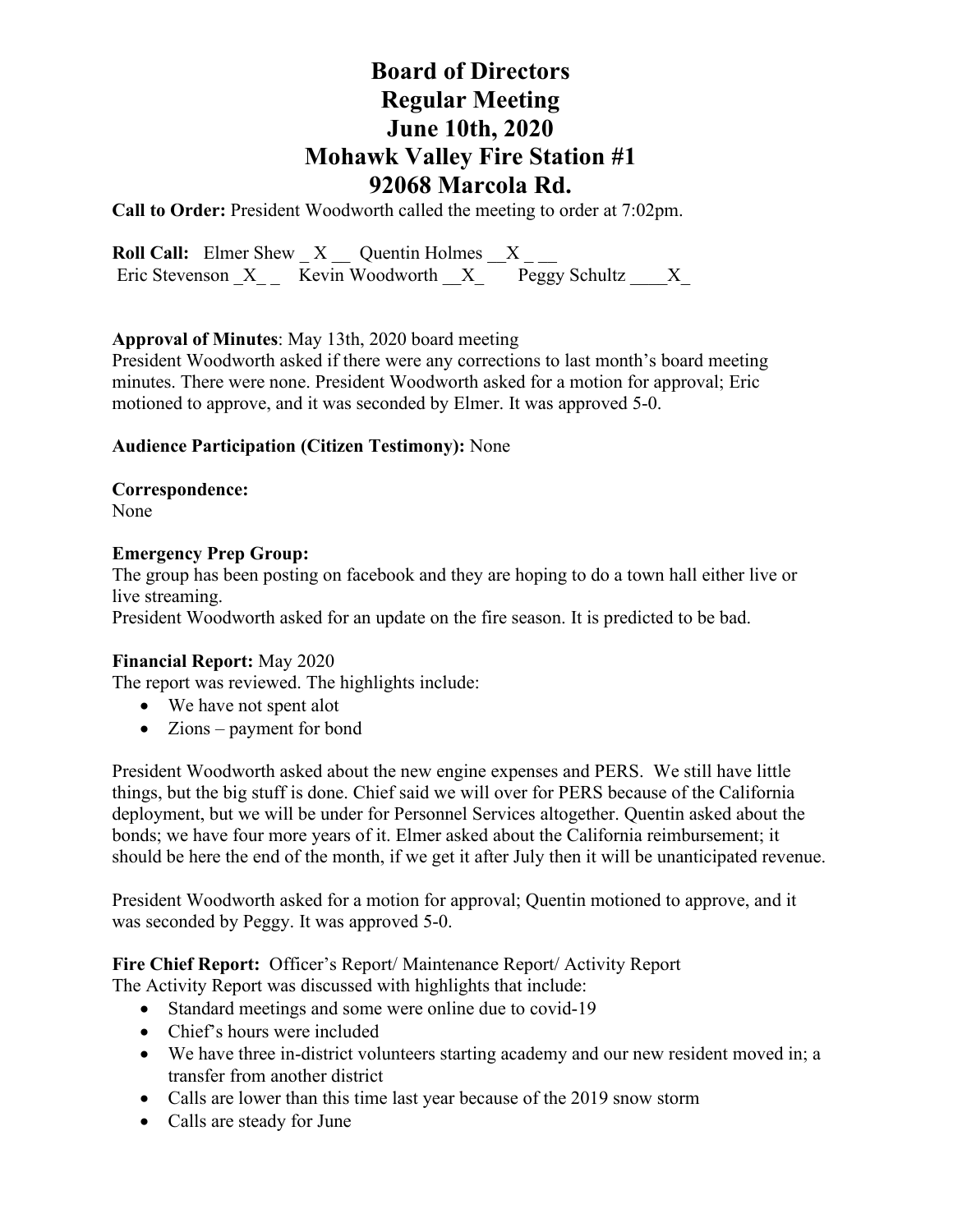# Board of Directors
# Regular Meeting
# June 10th, 2020
# Mohawk Valley Fire Station #1
# 92068 Marcola Rd.

**Call to Order:** President Woodworth called the meeting to order at 7:02pm.

**Roll Call:** Elmer Shew _ X __ Quentin Holmes __X _ __
Eric Stevenson _X_ _ Kevin Woodworth __X_ Peggy Schultz ____X_

**Approval of Minutes**: May 13th, 2020 board meeting
President Woodworth asked if there were any corrections to last month's board meeting minutes. There were none. President Woodworth asked for a motion for approval; Eric motioned to approve, and it was seconded by Elmer. It was approved 5-0.

**Audience Participation (Citizen Testimony):** None

**Correspondence:**
None

**Emergency Prep Group:**
The group has been posting on facebook and they are hoping to do a town hall either live or live streaming.
President Woodworth asked for an update on the fire season. It is predicted to be bad.

**Financial Report:** May 2020
The report was reviewed. The highlights include:

- We have not spent alot
- Zions – payment for bond

President Woodworth asked about the new engine expenses and PERS. We still have little things, but the big stuff is done. Chief said we will over for PERS because of the California deployment, but we will be under for Personnel Services altogether. Quentin asked about the bonds; we have four more years of it. Elmer asked about the California reimbursement; it should be here the end of the month, if we get it after July then it will be unanticipated revenue.

President Woodworth asked for a motion for approval; Quentin motioned to approve, and it was seconded by Peggy. It was approved 5-0.

**Fire Chief Report:** Officer's Report/ Maintenance Report/ Activity Report
The Activity Report was discussed with highlights that include:

- Standard meetings and some were online due to covid-19
- Chief's hours were included
- We have three in-district volunteers starting academy and our new resident moved in; a transfer from another district
- Calls are lower than this time last year because of the 2019 snow storm
- Calls are steady for June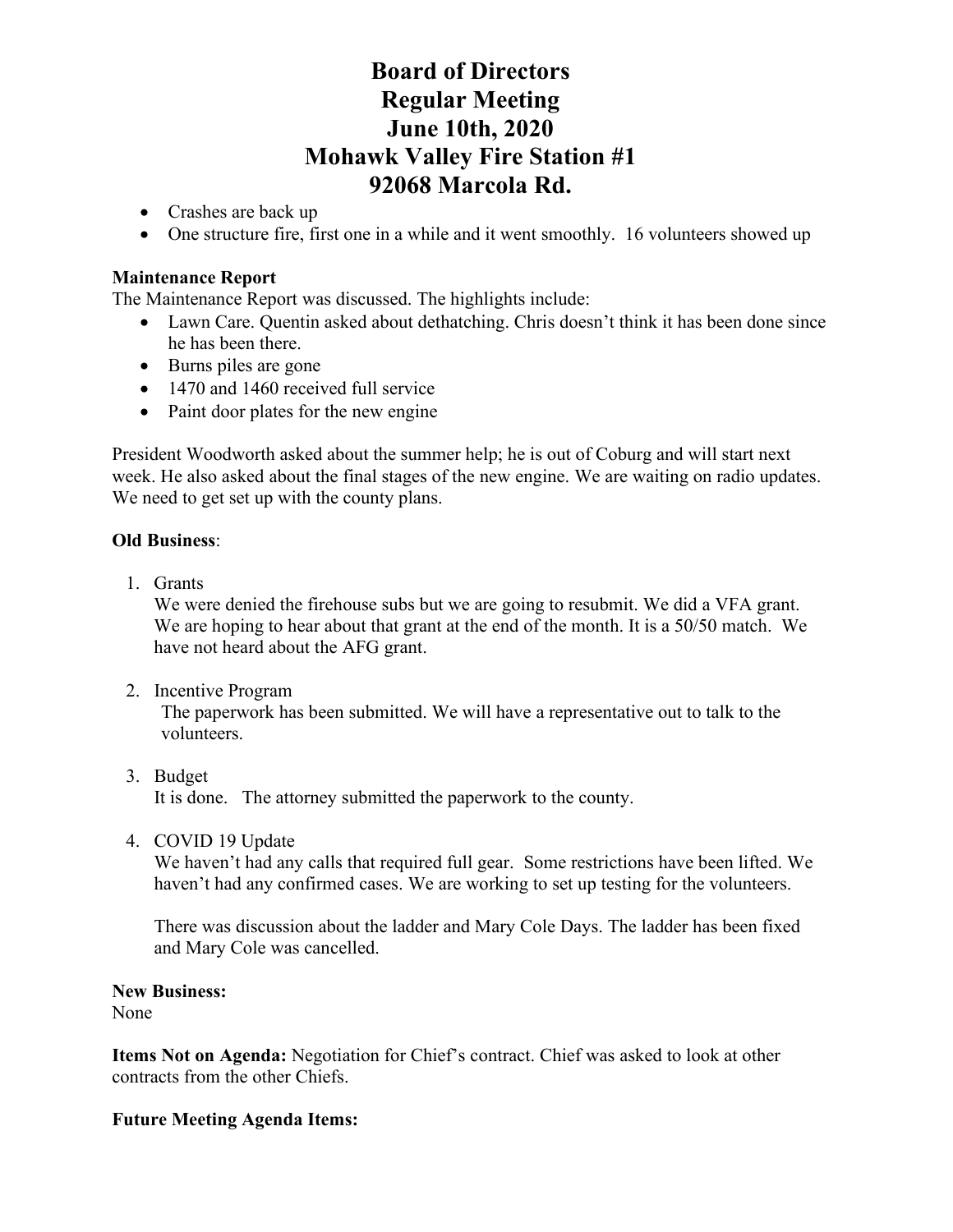# Board of Directors
# Regular Meeting
# June 10th, 2020
# Mohawk Valley Fire Station #1
# 92068 Marcola Rd.

- Crashes are back up
- One structure fire, first one in a while and it went smoothly. 16 volunteers showed up

**Maintenance Report**

The Maintenance Report was discussed. The highlights include:

- Lawn Care. Quentin asked about dethatching. Chris doesn't think it has been done since he has been there.
- Burns piles are gone
- 1470 and 1460 received full service
- Paint door plates for the new engine

President Woodworth asked about the summer help; he is out of Coburg and will start next week. He also asked about the final stages of the new engine. We are waiting on radio updates. We need to get set up with the county plans.

**Old Business**:

1. Grants

   We were denied the firehouse subs but we are going to resubmit. We did a VFA grant. We are hoping to hear about that grant at the end of the month. It is a 50/50 match. We have not heard about the AFG grant.

2. Incentive Program

   The paperwork has been submitted. We will have a representative out to talk to the volunteers.

3. Budget

   It is done. The attorney submitted the paperwork to the county.

4. COVID 19 Update

   We haven't had any calls that required full gear. Some restrictions have been lifted. We haven't had any confirmed cases. We are working to set up testing for the volunteers.

   There was discussion about the ladder and Mary Cole Days. The ladder has been fixed and Mary Cole was cancelled.

**New Business:**

None

**Items Not on Agenda:** Negotiation for Chief's contract. Chief was asked to look at other contracts from the other Chiefs.

**Future Meeting Agenda Items:**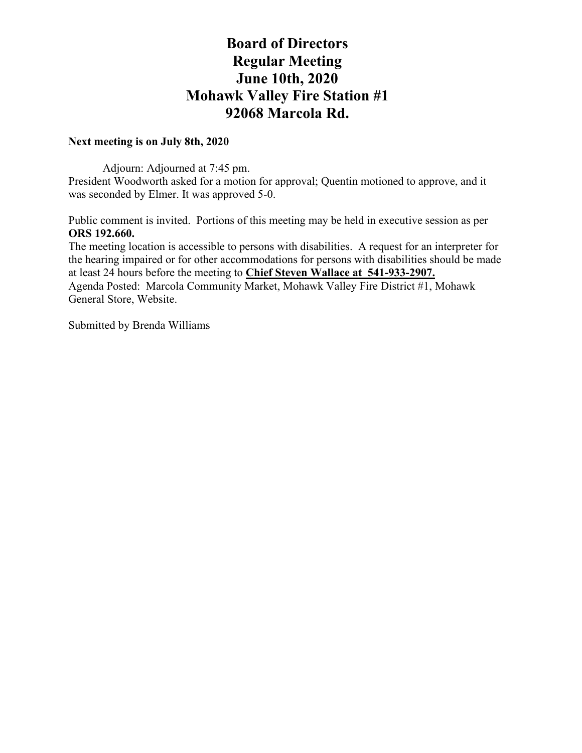# Board of Directors
# Regular Meeting
# June 10th, 2020
# Mohawk Valley Fire Station #1
# 92068 Marcola Rd.

**Next meeting is on July 8th, 2020**

Adjourn: Adjourned at 7:45 pm.

President Woodworth asked for a motion for approval; Quentin motioned to approve, and it was seconded by Elmer. It was approved 5-0.

Public comment is invited. Portions of this meeting may be held in executive session as per **ORS 192.660.**

The meeting location is accessible to persons with disabilities. A request for an interpreter for the hearing impaired or for other accommodations for persons with disabilities should be made at least 24 hours before the meeting to **Chief Steven Wallace at 541-933-2907.**

Agenda Posted: Marcola Community Market, Mohawk Valley Fire District #1, Mohawk General Store, Website.

Submitted by Brenda Williams